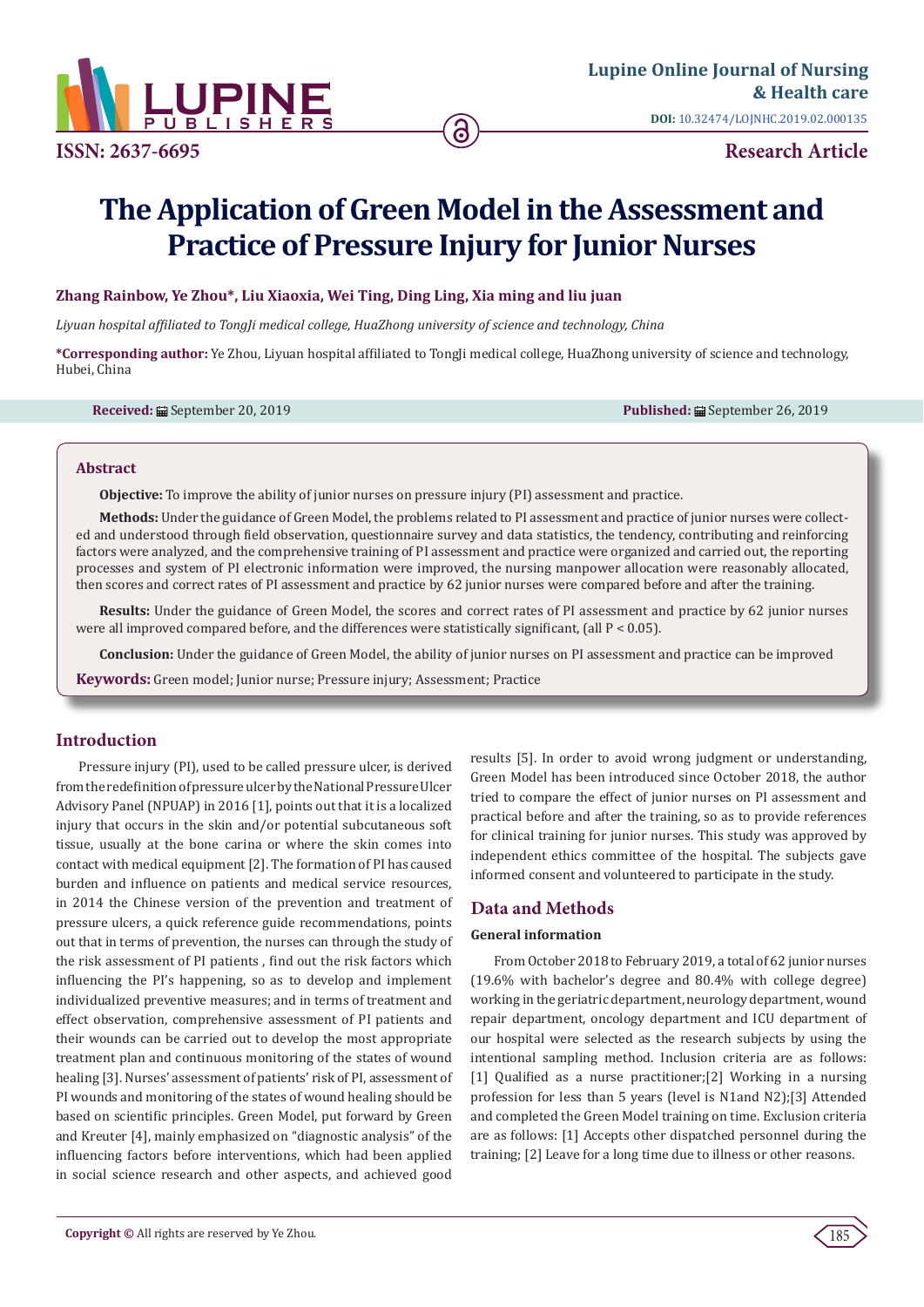# The Application of Green Model in the Assessment and Practice of Pressure Injury for Junior Nurses

**Zhang Rainbow, Ye Zhou\*, Liu Xiaoxia, Wei Ting, Ding Ling, Xia ming and liu juan**

*Liyuan hospital affiliated to TongJi medical college, HuaZhong university of science and technology, China*

**\*Corresponding author:** Ye Zhou, Liyuan hospital affiliated to TongJi medical college, HuaZhong university of science and technology, Hubei, China

**Received:** September 20, 2019 **Published:** September 26, 2019

## Abstract

**Objective:** To improve the ability of junior nurses on pressure injury (PI) assessment and practice.

**Methods:** Under the guidance of Green Model, the problems related to PI assessment and practice of junior nurses were collected and understood through field observation, questionnaire survey and data statistics, the tendency, contributing and reinforcing factors were analyzed, and the comprehensive training of PI assessment and practice were organized and carried out, the reporting processes and system of PI electronic information were improved, the nursing manpower allocation were reasonably allocated, then scores and correct rates of PI assessment and practice by 62 junior nurses were compared before and after the training.

**Results:** Under the guidance of Green Model, the scores and correct rates of PI assessment and practice by 62 junior nurses were all improved compared before, and the differences were statistically significant, (all $P < 0.05$).

**Conclusion:** Under the guidance of Green Model, the ability of junior nurses on PI assessment and practice can be improved

**Keywords:** Green model; Junior nurse; Pressure injury; Assessment; Practice

## Introduction

Pressure injury (PI), used to be called pressure ulcer, is derived from the redefinition of pressure ulcer by the National Pressure Ulcer Advisory Panel (NPUAP) in 2016 [1], points out that it is a localized injury that occurs in the skin and/or potential subcutaneous soft tissue, usually at the bone carina or where the skin comes into contact with medical equipment [2]. The formation of PI has caused burden and influence on patients and medical service resources, in 2014 the Chinese version of the prevention and treatment of pressure ulcers, a quick reference guide recommendations, points out that in terms of prevention, the nurses can through the study of the risk assessment of PI patients , find out the risk factors which influencing the PI's happening, so as to develop and implement individualized preventive measures; and in terms of treatment and effect observation, comprehensive assessment of PI patients and their wounds can be carried out to develop the most appropriate treatment plan and continuous monitoring of the states of wound healing [3]. Nurses' assessment of patients' risk of PI, assessment of PI wounds and monitoring of the states of wound healing should be based on scientific principles. Green Model, put forward by Green and Kreuter [4], mainly emphasized on "diagnostic analysis" of the influencing factors before interventions, which had been applied in social science research and other aspects, and achieved good results [5]. In order to avoid wrong judgment or understanding, Green Model has been introduced since October 2018, the author tried to compare the effect of junior nurses on PI assessment and practical before and after the training, so as to provide references for clinical training for junior nurses. This study was approved by independent ethics committee of the hospital. The subjects gave informed consent and volunteered to participate in the study.

## Data and Methods

### General information

From October 2018 to February 2019, a total of 62 junior nurses (19.6% with bachelor's degree and 80.4% with college degree) working in the geriatric department, neurology department, wound repair department, oncology department and ICU department of our hospital were selected as the research subjects by using the intentional sampling method. Inclusion criteria are as follows: [1] Qualified as a nurse practitioner;[2] Working in a nursing profession for less than 5 years (level is N1and N2);[3] Attended and completed the Green Model training on time. Exclusion criteria are as follows: [1] Accepts other dispatched personnel during the training; [2] Leave for a long time due to illness or other reasons.

**Copyright ©** All rights are reserved by Ye Zhou.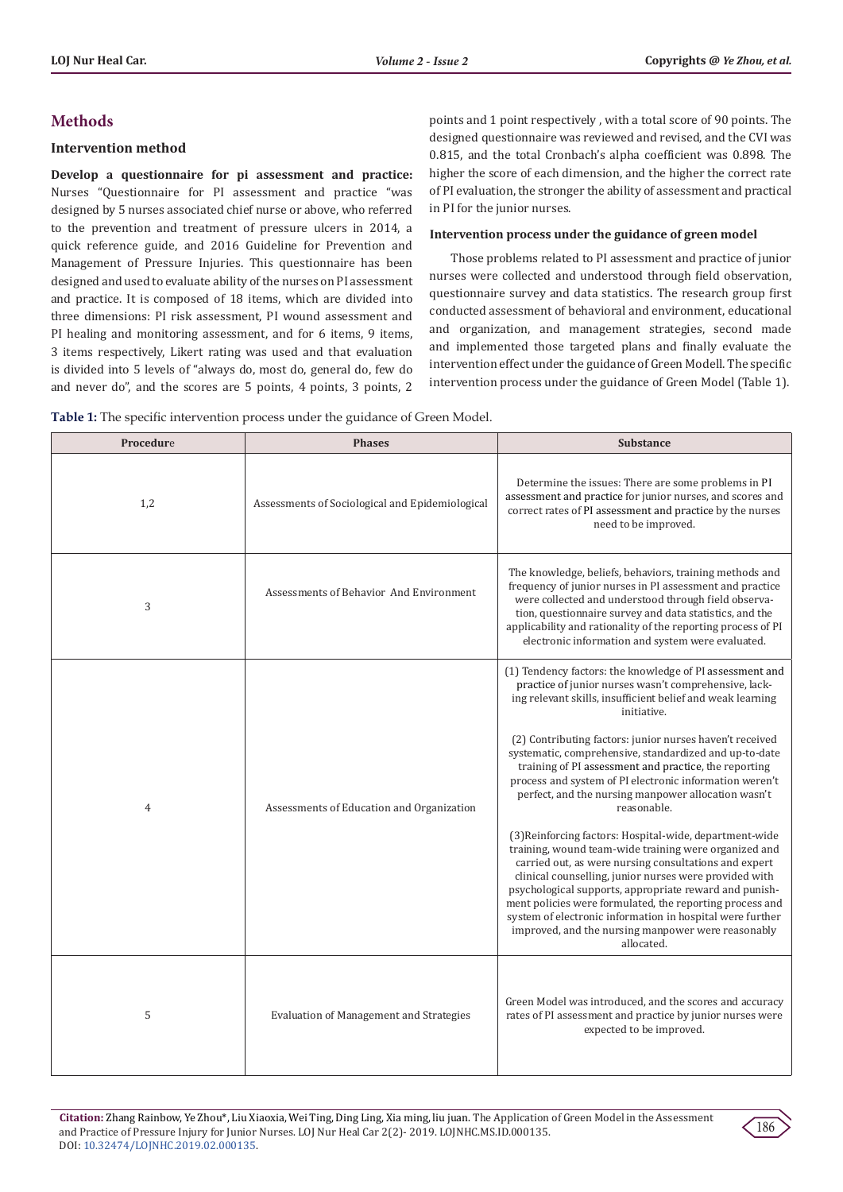## Methods

### Intervention method

**Develop a questionnaire for pi assessment and practice:** Nurses "Questionnaire for PI assessment and practice "was designed by 5 nurses associated chief nurse or above, who referred to the prevention and treatment of pressure ulcers in 2014, a quick reference guide, and 2016 Guideline for Prevention and Management of Pressure Injuries. This questionnaire has been designed and used to evaluate ability of the nurses on PI assessment and practice. It is composed of 18 items, which are divided into three dimensions: PI risk assessment, PI wound assessment and PI healing and monitoring assessment, and for 6 items, 9 items, 3 items respectively, Likert rating was used and that evaluation is divided into 5 levels of "always do, most do, general do, few do and never do", and the scores are 5 points, 4 points, 3 points, 2 points and 1 point respectively , with a total score of 90 points. The designed questionnaire was reviewed and revised, and the CVI was 0.815, and the total Cronbach's alpha coefficient was 0.898. The higher the score of each dimension, and the higher the correct rate of PI evaluation, the stronger the ability of assessment and practical in PI for the junior nurses.

**Intervention process under the guidance of green model**

Those problems related to PI assessment and practice of junior nurses were collected and understood through field observation, questionnaire survey and data statistics. The research group first conducted assessment of behavioral and environment, educational and organization, and management strategies, second made and implemented those targeted plans and finally evaluate the intervention effect under the guidance of Green Modell. The specific intervention process under the guidance of Green Model (Table 1).

**Table 1:** The specific intervention process under the guidance of Green Model.

| Procedure | Phases | Substance |
|---|---|---|
| 1,2 | Assessments of Sociological and Epidemiological | Determine the issues: There are some problems in PI assessment and practice for junior nurses, and scores and correct rates of PI assessment and practice by the nurses need to be improved. |
| 3 | Assessments of Behavior And Environment | The knowledge, beliefs, behaviors, training methods and frequency of junior nurses in PI assessment and practice were collected and understood through field observation, questionnaire survey and data statistics, and the applicability and rationality of the reporting process of PI electronic information and system were evaluated. |
| 4 | Assessments of Education and Organization | (1) Tendency factors: the knowledge of PI assessment and practice of junior nurses wasn't comprehensive, lacking relevant skills, insufficient belief and weak learning initiative.<br><br>(2) Contributing factors: junior nurses haven't received systematic, comprehensive, standardized and up-to-date training of PI assessment and practice, the reporting process and system of PI electronic information weren't perfect, and the nursing manpower allocation wasn't reasonable.<br><br>(3)Reinforcing factors: Hospital-wide, department-wide training, wound team-wide training were organized and carried out, as were nursing consultations and expert clinical counselling, junior nurses were provided with psychological supports, appropriate reward and punishment policies were formulated, the reporting process and system of electronic information in hospital were further improved, and the nursing manpower were reasonably allocated. |
| 5 | Evaluation of Management and Strategies | Green Model was introduced, and the scores and accuracy rates of PI assessment and practice by junior nurses were expected to be improved. |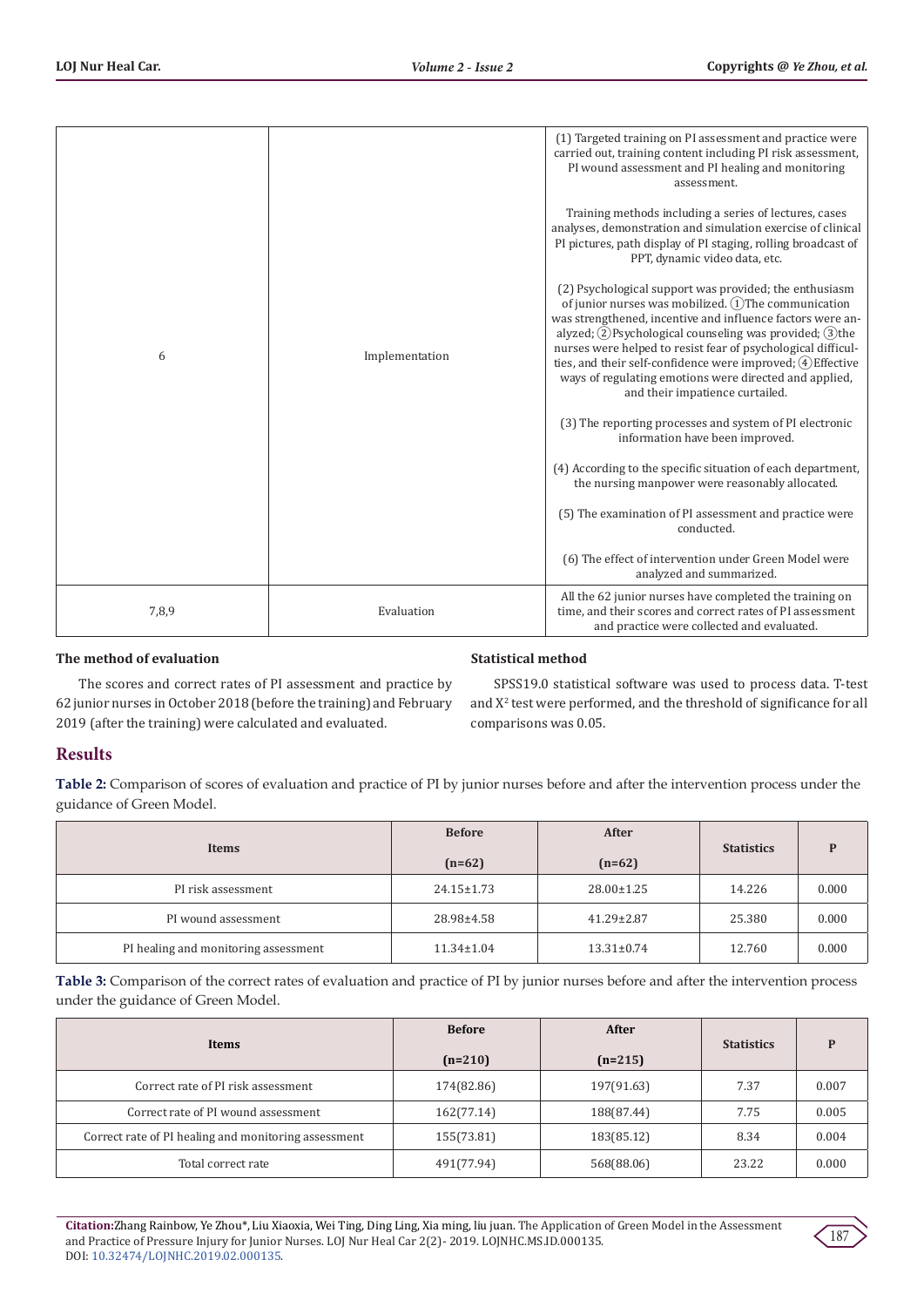| | | |
|---|---|---|
| 6 | Implementation | (1) Targeted training on PI assessment and practice were carried out, training content including PI risk assessment, PI wound assessment and PI healing and monitoring assessment.<br><br>Training methods including a series of lectures, cases analyses, demonstration and simulation exercise of clinical PI pictures, path display of PI staging, rolling broadcast of PPT, dynamic video data, etc.<br><br>(2) Psychological support was provided; the enthusiasm of junior nurses was mobilized. ①The communication was strengthened, incentive and influence factors were analyzed; ②Psychological counseling was provided; ③the nurses were helped to resist fear of psychological difficulties, and their self-confidence were improved; ④Effective ways of regulating emotions were directed and applied, and their impatience curtailed.<br><br>(3) The reporting processes and system of PI electronic information have been improved.<br><br>(4) According to the specific situation of each department, the nursing manpower were reasonably allocated.<br><br>(5) The examination of PI assessment and practice were conducted.<br><br>(6) The effect of intervention under Green Model were analyzed and summarized. |
| 7,8,9 | Evaluation | All the 62 junior nurses have completed the training on time, and their scores and correct rates of PI assessment and practice were collected and evaluated. |

**The method of evaluation**

The scores and correct rates of PI assessment and practice by 62 junior nurses in October 2018 (before the training) and February 2019 (after the training) were calculated and evaluated.

**Statistical method**

SPSS19.0 statistical software was used to process data. T-test and $X^2$ test were performed, and the threshold of significance for all comparisons was 0.05.

## Results

**Table 2:** Comparison of scores of evaluation and practice of PI by junior nurses before and after the intervention process under the guidance of Green Model.

| Items | Before (n=62) | After (n=62) | Statistics | P |
|---|---|---|---|---|
| PI risk assessment | 24.15±1.73 | 28.00±1.25 | 14.226 | 0.000 |
| PI wound assessment | 28.98±4.58 | 41.29±2.87 | 25.380 | 0.000 |
| PI healing and monitoring assessment | 11.34±1.04 | 13.31±0.74 | 12.760 | 0.000 |

**Table 3:** Comparison of the correct rates of evaluation and practice of PI by junior nurses before and after the intervention process under the guidance of Green Model.

| Items | Before (n=210) | After (n=215) | Statistics | P |
|---|---|---|---|---|
| Correct rate of PI risk assessment | 174(82.86) | 197(91.63) | 7.37 | 0.007 |
| Correct rate of PI wound assessment | 162(77.14) | 188(87.44) | 7.75 | 0.005 |
| Correct rate of PI healing and monitoring assessment | 155(73.81) | 183(85.12) | 8.34 | 0.004 |
| Total correct rate | 491(77.94) | 568(88.06) | 23.22 | 0.000 |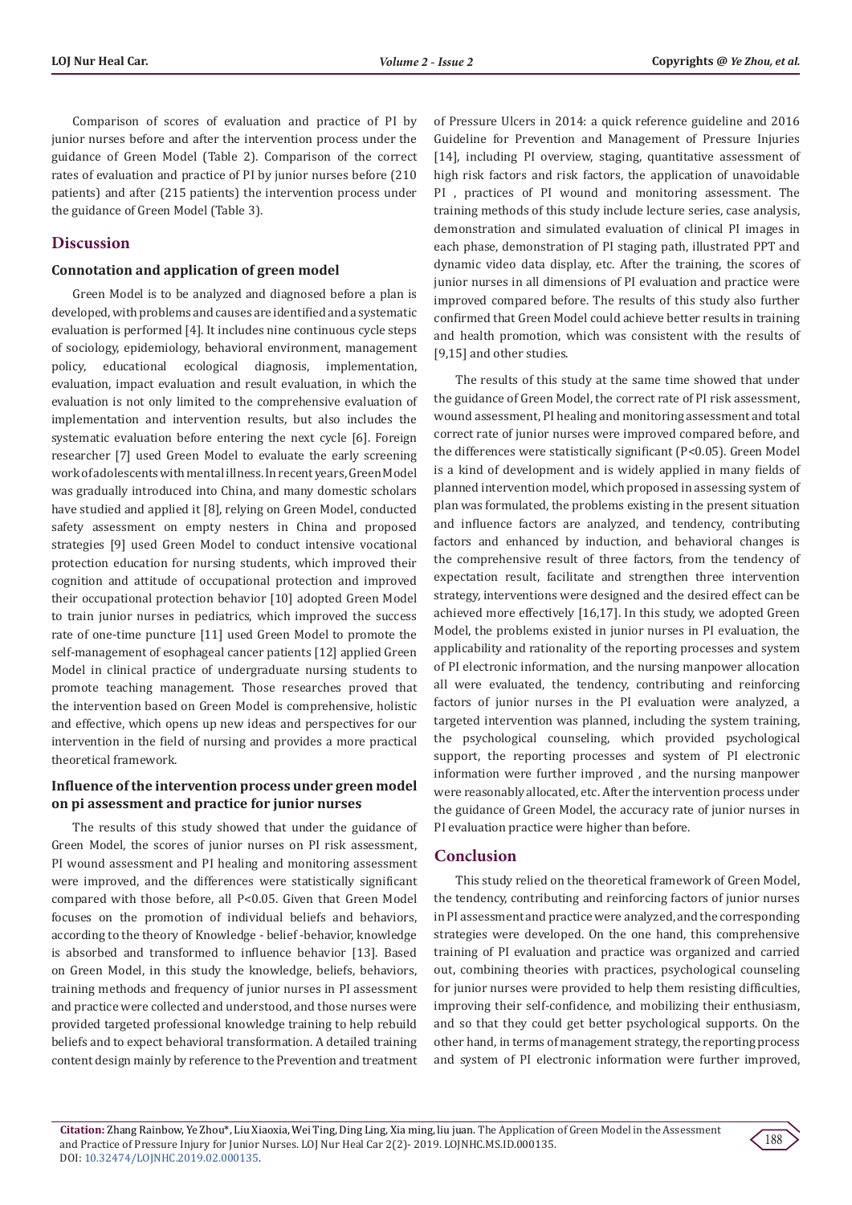Comparison of scores of evaluation and practice of PI by junior nurses before and after the intervention process under the guidance of Green Model (Table 2). Comparison of the correct rates of evaluation and practice of PI by junior nurses before (210 patients) and after (215 patients) the intervention process under the guidance of Green Model (Table 3).

## Discussion

### Connotation and application of green model

Green Model is to be analyzed and diagnosed before a plan is developed, with problems and causes are identified and a systematic evaluation is performed [4]. It includes nine continuous cycle steps of sociology, epidemiology, behavioral environment, management policy, educational ecological diagnosis, implementation, evaluation, impact evaluation and result evaluation, in which the evaluation is not only limited to the comprehensive evaluation of implementation and intervention results, but also includes the systematic evaluation before entering the next cycle [6]. Foreign researcher [7] used Green Model to evaluate the early screening work of adolescents with mental illness. In recent years, Green Model was gradually introduced into China, and many domestic scholars have studied and applied it [8], relying on Green Model, conducted safety assessment on empty nesters in China and proposed strategies [9] used Green Model to conduct intensive vocational protection education for nursing students, which improved their cognition and attitude of occupational protection and improved their occupational protection behavior [10] adopted Green Model to train junior nurses in pediatrics, which improved the success rate of one-time puncture [11] used Green Model to promote the self-management of esophageal cancer patients [12] applied Green Model in clinical practice of undergraduate nursing students to promote teaching management. Those researches proved that the intervention based on Green Model is comprehensive, holistic and effective, which opens up new ideas and perspectives for our intervention in the field of nursing and provides a more practical theoretical framework.

### Influence of the intervention process under green model on pi assessment and practice for junior nurses

The results of this study showed that under the guidance of Green Model, the scores of junior nurses on PI risk assessment, PI wound assessment and PI healing and monitoring assessment were improved, and the differences were statistically significant compared with those before, all $P<0.05$. Given that Green Model focuses on the promotion of individual beliefs and behaviors, according to the theory of Knowledge - belief -behavior, knowledge is absorbed and transformed to influence behavior [13]. Based on Green Model, in this study the knowledge, beliefs, behaviors, training methods and frequency of junior nurses in PI assessment and practice were collected and understood, and those nurses were provided targeted professional knowledge training to help rebuild beliefs and to expect behavioral transformation. A detailed training content design mainly by reference to the Prevention and treatment of Pressure Ulcers in 2014: a quick reference guideline and 2016 Guideline for Prevention and Management of Pressure Injuries [14], including PI overview, staging, quantitative assessment of high risk factors and risk factors, the application of unavoidable PI , practices of PI wound and monitoring assessment. The training methods of this study include lecture series, case analysis, demonstration and simulated evaluation of clinical PI images in each phase, demonstration of PI staging path, illustrated PPT and dynamic video data display, etc. After the training, the scores of junior nurses in all dimensions of PI evaluation and practice were improved compared before. The results of this study also further confirmed that Green Model could achieve better results in training and health promotion, which was consistent with the results of [9,15] and other studies.

The results of this study at the same time showed that under the guidance of Green Model, the correct rate of PI risk assessment, wound assessment, PI healing and monitoring assessment and total correct rate of junior nurses were improved compared before, and the differences were statistically significant ($P<0.05$). Green Model is a kind of development and is widely applied in many fields of planned intervention model, which proposed in assessing system of plan was formulated, the problems existing in the present situation and influence factors are analyzed, and tendency, contributing factors and enhanced by induction, and behavioral changes is the comprehensive result of three factors, from the tendency of expectation result, facilitate and strengthen three intervention strategy, interventions were designed and the desired effect can be achieved more effectively [16,17]. In this study, we adopted Green Model, the problems existed in junior nurses in PI evaluation, the applicability and rationality of the reporting processes and system of PI electronic information, and the nursing manpower allocation all were evaluated, the tendency, contributing and reinforcing factors of junior nurses in the PI evaluation were analyzed, a targeted intervention was planned, including the system training, the psychological counseling, which provided psychological support, the reporting processes and system of PI electronic information were further improved , and the nursing manpower were reasonably allocated, etc. After the intervention process under the guidance of Green Model, the accuracy rate of junior nurses in PI evaluation practice were higher than before.

## Conclusion

This study relied on the theoretical framework of Green Model, the tendency, contributing and reinforcing factors of junior nurses in PI assessment and practice were analyzed, and the corresponding strategies were developed. On the one hand, this comprehensive training of PI evaluation and practice was organized and carried out, combining theories with practices, psychological counseling for junior nurses were provided to help them resisting difficulties, improving their self-confidence, and mobilizing their enthusiasm, and so that they could get better psychological supports. On the other hand, in terms of management strategy, the reporting process and system of PI electronic information were further improved,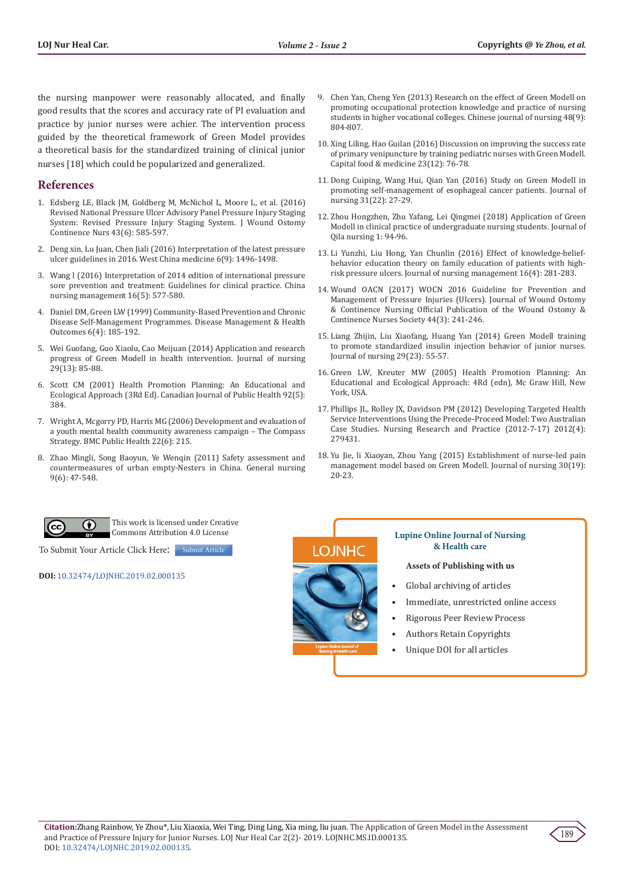the nursing manpower were reasonably allocated, and finally good results that the scores and accuracy rate of PI evaluation and practice by junior nurses were achier. The intervention process guided by the theoretical framework of Green Model provides a theoretical basis for the standardized training of clinical junior nurses [18] which could be popularized and generalized.

## References

1. Edsberg LE, Black JM, Goldberg M, McNichol L, Moore L, et al. (2016) Revised National Pressure Ulcer Advisory Panel Pressure Injury Staging System: Revised Pressure Injury Staging System. J Wound Ostomy Continence Nurs 43(6): 585-597.
2. Deng xin, Lu Juan, Chen Jiali (2016) Interpretation of the latest pressure ulcer guidelines in 2016. West China medicine 6(9): 1496-1498.
3. Wang l (2016) Interpretation of 2014 edition of international pressure sore prevention and treatment: Guidelines for clinical practice. China nursing management 16(5): 577-580.
4. Daniel DM, Green LW (1999) Community-Based Prevention and Chronic Disease Self-Management Programmes. Disease Management & Health Outcomes 6(4): 185-192.
5. Wei Guofang, Guo Xiaolu, Cao Meijuan (2014) Application and research progress of Green Modell in health intervention. Journal of nursing 29(13): 85-88.
6. Scott CM (2001) Health Promotion Planning: An Educational and Ecological Approach (3Rd Ed). Canadian Journal of Public Health 92(5): 384.
7. Wright A, Mcgorry PD, Harris MG (2006) Development and evaluation of a youth mental health community awareness campaign – The Compass Strategy. BMC Public Health 22(6): 215.
8. Zhao Mingli, Song Baoyun, Ye Wenqin (2011) Safety assessment and countermeasures of urban empty-Nesters in China. General nursing 9(6): 47-548.
9. Chen Yan, Cheng Yen (2013) Research on the effect of Green Modell on promoting occupational protection knowledge and practice of nursing students in higher vocational colleges. Chinese journal of nursing 48(9): 804-807.
10. Xing Liling, Hao Guilan (2016) Discussion on improving the success rate of primary venipuncture by training pediatric nurses with Green Modell. Capital food & medicine 23(12): 76-78.
11. Dong Cuiping, Wang Hui, Qian Yan (2016) Study on Green Modell in promoting self-management of esophageal cancer patients. Journal of nursing 31(22): 27-29.
12. Zhou Hongzhen, Zhu Yafang, Lei Qingmei (2018) Application of Green Modell in clinical practice of undergraduate nursing students. Journal of Qila nursing 1: 94-96.
13. Li Yunzhi, Liu Hong, Yan Chunlin (2016) Effect of knowledge-belief-behavior education theory on family education of patients with high-risk pressure ulcers. Journal of nursing management 16(4): 281-283.
14. Wound OACN (2017) WOCN 2016 Guideline for Prevention and Management of Pressure Injuries (Ulcers). Journal of Wound Ostomy & Continence Nursing Official Publication of the Wound Ostomy & Continence Nurses Society 44(3): 241-246.
15. Liang Zhijin, Liu Xiaofang, Huang Yan (2014) Green Modell training to promote standardized insulin injection behavior of junior nurses. Journal of nursing 29(23): 55-57.
16. Green LW, Kreuter MW (2005) Health Promotion Planning: An Educational and Ecological Approach: 4Rd (edn), Mc Graw Hill, New York, USA.
17. Phillips JL, Rolley JX, Davidson PM (2012) Developing Targeted Health Service Interventions Using the Precede-Proceed Model: Two Australian Case Studies. Nursing Research and Practice (2012-7-17) 2012(4): 279431.
18. Yu Jie, li Xiaoyan, Zhou Yang (2015) Establishment of nurse-led pain management model based on Green Modell. Journal of nursing 30(19): 20-23.

This work is licensed under Creative Commons Attribution 4.0 License

To Submit Your Article Click Here: Submit Article

**DOI:** 10.32474/LOJNHC.2019.02.000135

**Lupine Online Journal of Nursing & Health care**

**Assets of Publishing with us**

- Global archiving of articles
- Immediate, unrestricted online access
- Rigorous Peer Review Process
- Authors Retain Copyrights
- Unique DOI for all articles

**Citation:** Zhang Rainbow, Ye Zhou*, Liu Xiaoxia, Wei Ting, Ding Ling, Xia ming, liu juan. The Application of Green Model in the Assessment and Practice of Pressure Injury for Junior Nurses. LOJ Nur Heal Car 2(2)- 2019. LOJNHC.MS.ID.000135. DOI: 10.32474/LOJNHC.2019.02.000135.